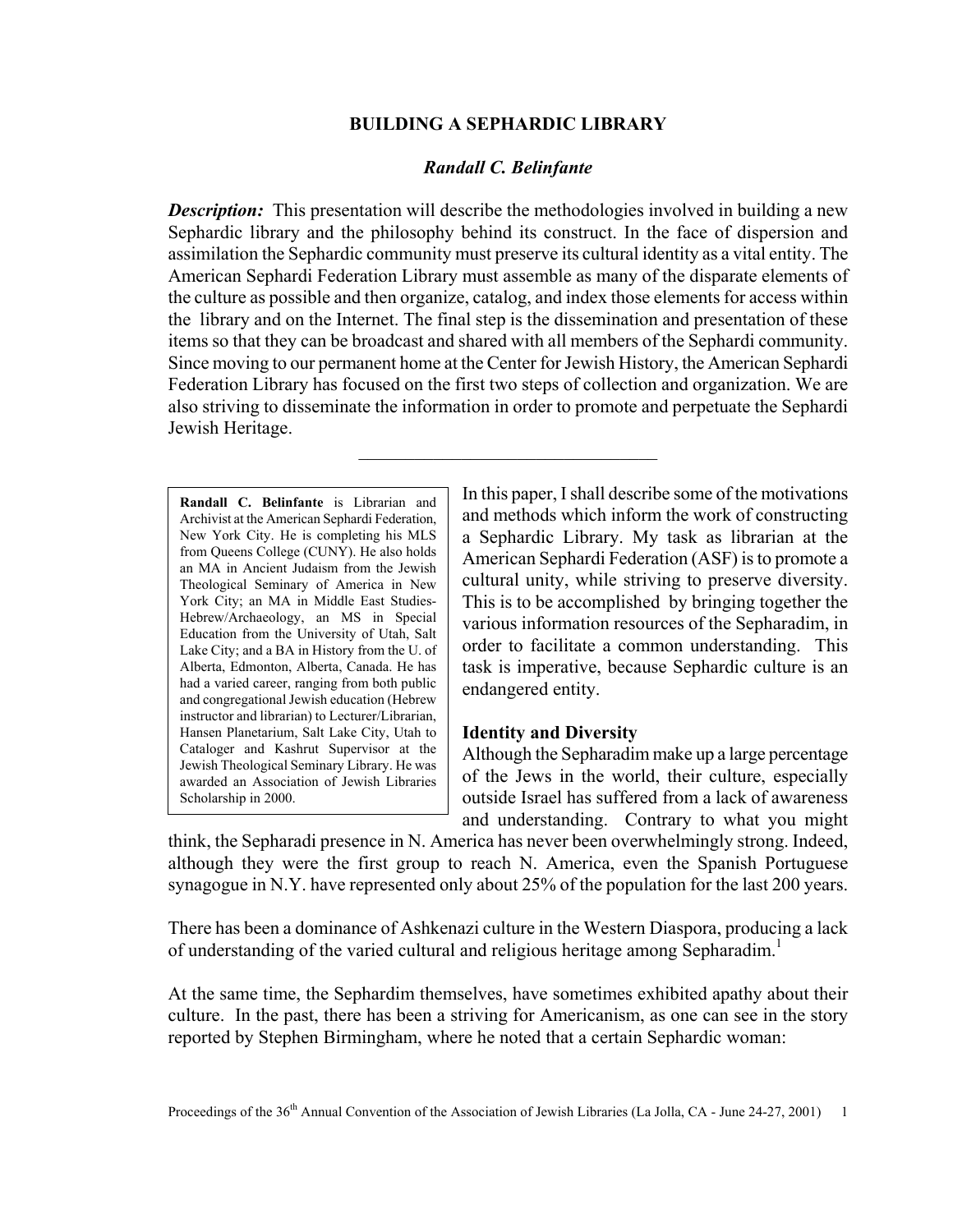# BUILDING A SEPHARDIC LIBRARY

***Randall C. Belinfante***

***Description:*** This presentation will describe the methodologies involved in building a new Sephardic library and the philosophy behind its construct. In the face of dispersion and assimilation the Sephardic community must preserve its cultural identity as a vital entity. The American Sephardi Federation Library must assemble as many of the disparate elements of the culture as possible and then organize, catalog, and index those elements for access within the library and on the Internet. The final step is the dissemination and presentation of these items so that they can be broadcast and shared with all members of the Sephardi community. Since moving to our permanent home at the Center for Jewish History, the American Sephardi Federation Library has focused on the first two steps of collection and organization. We are also striving to disseminate the information in order to promote and perpetuate the Sephardi Jewish Heritage.

---

**Randall C. Belinfante** is Librarian and Archivist at the American Sephardi Federation, New York City. He is completing his MLS from Queens College (CUNY). He also holds an MA in Ancient Judaism from the Jewish Theological Seminary of America in New York City; an MA in Middle East Studies-Hebrew/Archaeology, an MS in Special Education from the University of Utah, Salt Lake City; and a BA in History from the U. of Alberta, Edmonton, Alberta, Canada. He has had a varied career, ranging from both public and congregational Jewish education (Hebrew instructor and librarian) to Lecturer/Librarian, Hansen Planetarium, Salt Lake City, Utah to Cataloger and Kashrut Supervisor at the Jewish Theological Seminary Library. He was awarded an Association of Jewish Libraries Scholarship in 2000.

In this paper, I shall describe some of the motivations and methods which inform the work of constructing a Sephardic Library. My task as librarian at the American Sephardi Federation (ASF) is to promote a cultural unity, while striving to preserve diversity. This is to be accomplished by bringing together the various information resources of the Sepharadim, in order to facilitate a common understanding. This task is imperative, because Sephardic culture is an endangered entity.

### Identity and Diversity

Although the Sepharadim make up a large percentage of the Jews in the world, their culture, especially outside Israel has suffered from a lack of awareness and understanding. Contrary to what you might think, the Sepharadi presence in N. America has never been overwhelmingly strong. Indeed, although they were the first group to reach N. America, even the Spanish Portuguese synagogue in N.Y. have represented only about 25% of the population for the last 200 years.

There has been a dominance of Ashkenazi culture in the Western Diaspora, producing a lack of understanding of the varied cultural and religious heritage among Sepharadim.[1]

At the same time, the Sephardim themselves, have sometimes exhibited apathy about their culture. In the past, there has been a striving for Americanism, as one can see in the story reported by Stephen Birmingham, where he noted that a certain Sephardic woman: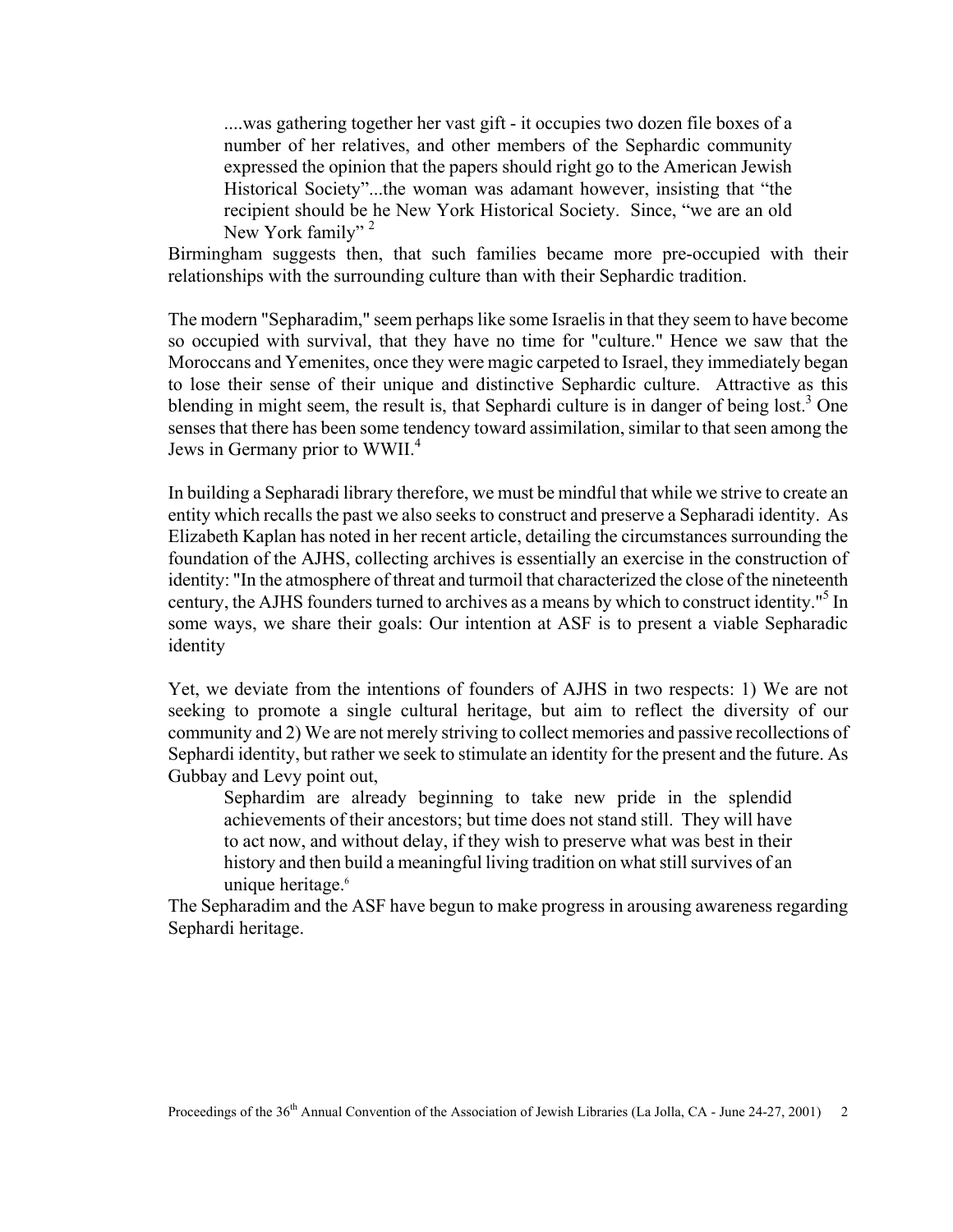> ....was gathering together her vast gift - it occupies two dozen file boxes of a number of her relatives, and other members of the Sephardic community expressed the opinion that the papers should right go to the American Jewish Historical Society"...the woman was adamant however, insisting that "the recipient should be he New York Historical Society. Since, "we are an old New York family" [2]

Birmingham suggests then, that such families became more pre-occupied with their relationships with the surrounding culture than with their Sephardic tradition.

The modern "Sepharadim," seem perhaps like some Israelis in that they seem to have become so occupied with survival, that they have no time for "culture." Hence we saw that the Moroccans and Yemenites, once they were magic carpeted to Israel, they immediately began to lose their sense of their unique and distinctive Sephardic culture. Attractive as this blending in might seem, the result is, that Sephardi culture is in danger of being lost.[3] One senses that there has been some tendency toward assimilation, similar to that seen among the Jews in Germany prior to WWII.[4]

In building a Sepharadi library therefore, we must be mindful that while we strive to create an entity which recalls the past we also seeks to construct and preserve a Sepharadi identity. As Elizabeth Kaplan has noted in her recent article, detailing the circumstances surrounding the foundation of the AJHS, collecting archives is essentially an exercise in the construction of identity: "In the atmosphere of threat and turmoil that characterized the close of the nineteenth century, the AJHS founders turned to archives as a means by which to construct identity."[5] In some ways, we share their goals: Our intention at ASF is to present a viable Sepharadic identity

Yet, we deviate from the intentions of founders of AJHS in two respects: 1) We are not seeking to promote a single cultural heritage, but aim to reflect the diversity of our community and 2) We are not merely striving to collect memories and passive recollections of Sephardi identity, but rather we seek to stimulate an identity for the present and the future. As Gubbay and Levy point out,

> Sephardim are already beginning to take new pride in the splendid achievements of their ancestors; but time does not stand still. They will have to act now, and without delay, if they wish to preserve what was best in their history and then build a meaningful living tradition on what still survives of an unique heritage.[6]

The Sepharadim and the ASF have begun to make progress in arousing awareness regarding Sephardi heritage.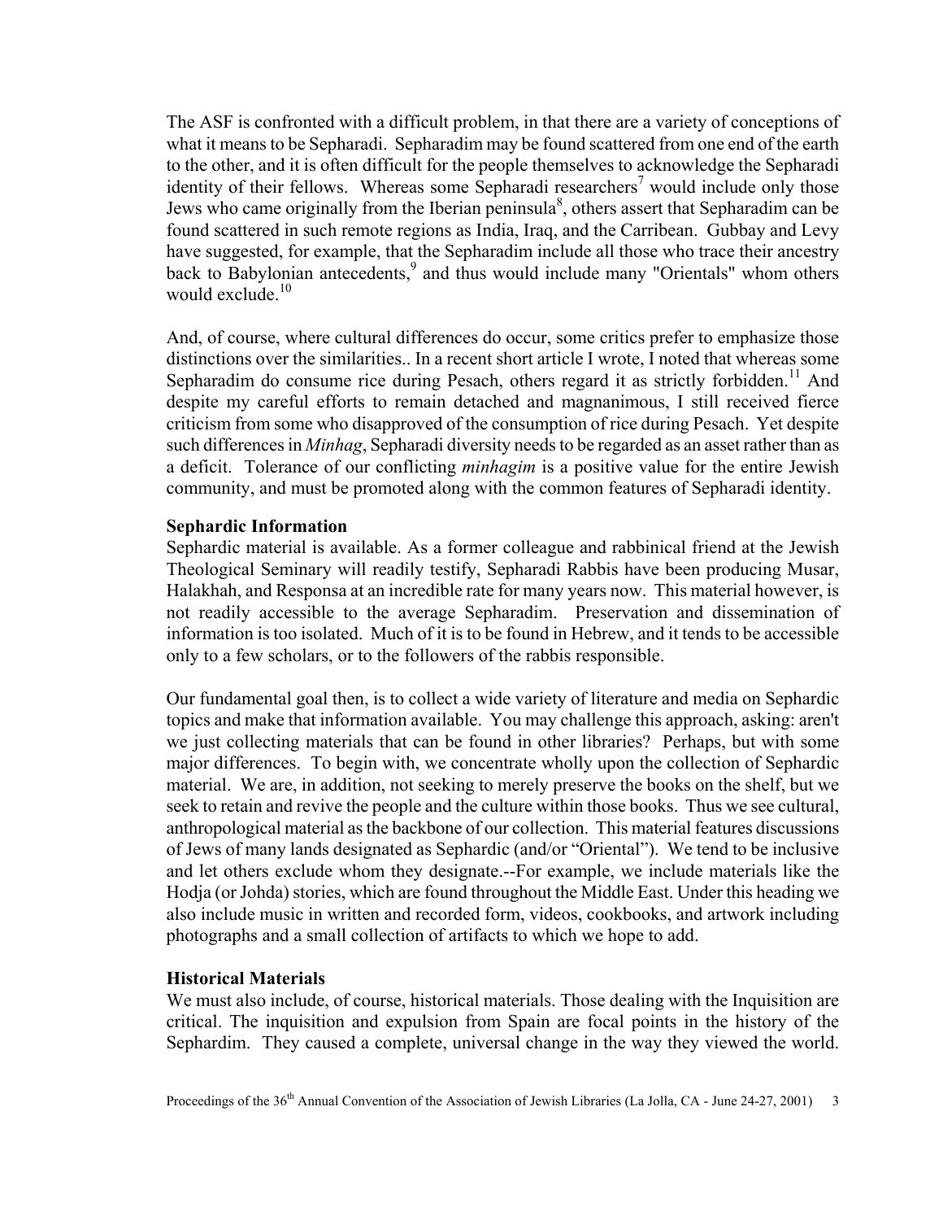The ASF is confronted with a difficult problem, in that there are a variety of conceptions of what it means to be Sepharadi. Sepharadim may be found scattered from one end of the earth to the other, and it is often difficult for the people themselves to acknowledge the Sepharadi identity of their fellows. Whereas some Sepharadi researchers[7] would include only those Jews who came originally from the Iberian peninsula[8], others assert that Sepharadim can be found scattered in such remote regions as India, Iraq, and the Carribean. Gubbay and Levy have suggested, for example, that the Sepharadim include all those who trace their ancestry back to Babylonian antecedents,[9] and thus would include many "Orientals" whom others would exclude.[10]

And, of course, where cultural differences do occur, some critics prefer to emphasize those distinctions over the similarities.. In a recent short article I wrote, I noted that whereas some Sepharadim do consume rice during Pesach, others regard it as strictly forbidden.[11] And despite my careful efforts to remain detached and magnanimous, I still received fierce criticism from some who disapproved of the consumption of rice during Pesach. Yet despite such differences in *Minhag*, Sepharadi diversity needs to be regarded as an asset rather than as a deficit. Tolerance of our conflicting *minhagim* is a positive value for the entire Jewish community, and must be promoted along with the common features of Sepharadi identity.

**Sephardic Information**

Sephardic material is available. As a former colleague and rabbinical friend at the Jewish Theological Seminary will readily testify, Sepharadi Rabbis have been producing Musar, Halakhah, and Responsa at an incredible rate for many years now. This material however, is not readily accessible to the average Sepharadim. Preservation and dissemination of information is too isolated. Much of it is to be found in Hebrew, and it tends to be accessible only to a few scholars, or to the followers of the rabbis responsible.

Our fundamental goal then, is to collect a wide variety of literature and media on Sephardic topics and make that information available. You may challenge this approach, asking: aren't we just collecting materials that can be found in other libraries? Perhaps, but with some major differences. To begin with, we concentrate wholly upon the collection of Sephardic material. We are, in addition, not seeking to merely preserve the books on the shelf, but we seek to retain and revive the people and the culture within those books. Thus we see cultural, anthropological material as the backbone of our collection. This material features discussions of Jews of many lands designated as Sephardic (and/or "Oriental"). We tend to be inclusive and let others exclude whom they designate.--For example, we include materials like the Hodja (or Johda) stories, which are found throughout the Middle East. Under this heading we also include music in written and recorded form, videos, cookbooks, and artwork including photographs and a small collection of artifacts to which we hope to add.

**Historical Materials**

We must also include, of course, historical materials. Those dealing with the Inquisition are critical. The inquisition and expulsion from Spain are focal points in the history of the Sephardim. They caused a complete, universal change in the way they viewed the world.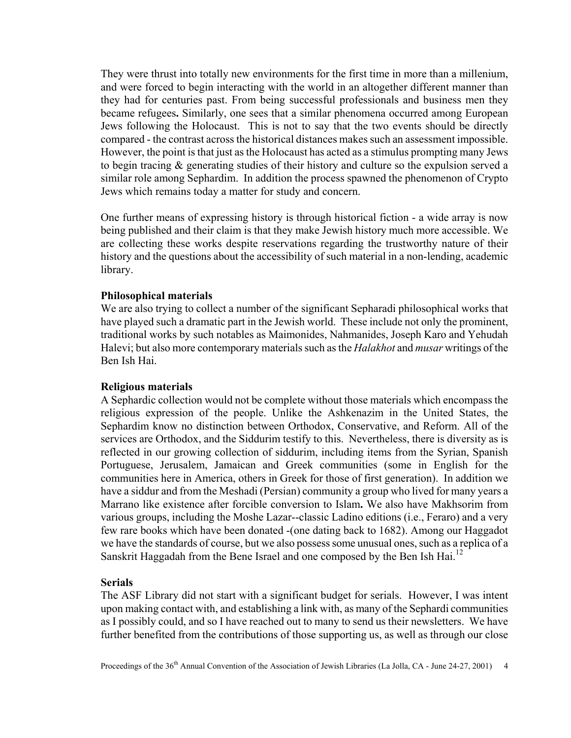They were thrust into totally new environments for the first time in more than a millenium, and were forced to begin interacting with the world in an altogether different manner than they had for centuries past. From being successful professionals and business men they became refugees**.** Similarly, one sees that a similar phenomena occurred among European Jews following the Holocaust. This is not to say that the two events should be directly compared - the contrast across the historical distances makes such an assessment impossible. However, the point is that just as the Holocaust has acted as a stimulus prompting many Jews to begin tracing & generating studies of their history and culture so the expulsion served a similar role among Sephardim. In addition the process spawned the phenomenon of Crypto Jews which remains today a matter for study and concern.

One further means of expressing history is through historical fiction - a wide array is now being published and their claim is that they make Jewish history much more accessible. We are collecting these works despite reservations regarding the trustworthy nature of their history and the questions about the accessibility of such material in a non-lending, academic library.

**Philosophical materials**

We are also trying to collect a number of the significant Sepharadi philosophical works that have played such a dramatic part in the Jewish world. These include not only the prominent, traditional works by such notables as Maimonides, Nahmanides, Joseph Karo and Yehudah Halevi; but also more contemporary materials such as the *Halakhot* and *musar* writings of the Ben Ish Hai.

**Religious materials**

A Sephardic collection would not be complete without those materials which encompass the religious expression of the people. Unlike the Ashkenazim in the United States, the Sephardim know no distinction between Orthodox, Conservative, and Reform. All of the services are Orthodox, and the Siddurim testify to this. Nevertheless, there is diversity as is reflected in our growing collection of siddurim, including items from the Syrian, Spanish Portuguese, Jerusalem, Jamaican and Greek communities (some in English for the communities here in America, others in Greek for those of first generation). In addition we have a siddur and from the Meshadi (Persian) community a group who lived for many years a Marrano like existence after forcible conversion to Islam**.** We also have Makhsorim from various groups, including the Moshe Lazar--classic Ladino editions (i.e., Feraro) and a very few rare books which have been donated -(one dating back to 1682). Among our Haggadot we have the standards of course, but we also possess some unusual ones, such as a replica of a Sanskrit Haggadah from the Bene Israel and one composed by the Ben Ish Hai.[12]

**Serials**

The ASF Library did not start with a significant budget for serials. However, I was intent upon making contact with, and establishing a link with, as many of the Sephardi communities as I possibly could, and so I have reached out to many to send us their newsletters. We have further benefited from the contributions of those supporting us, as well as through our close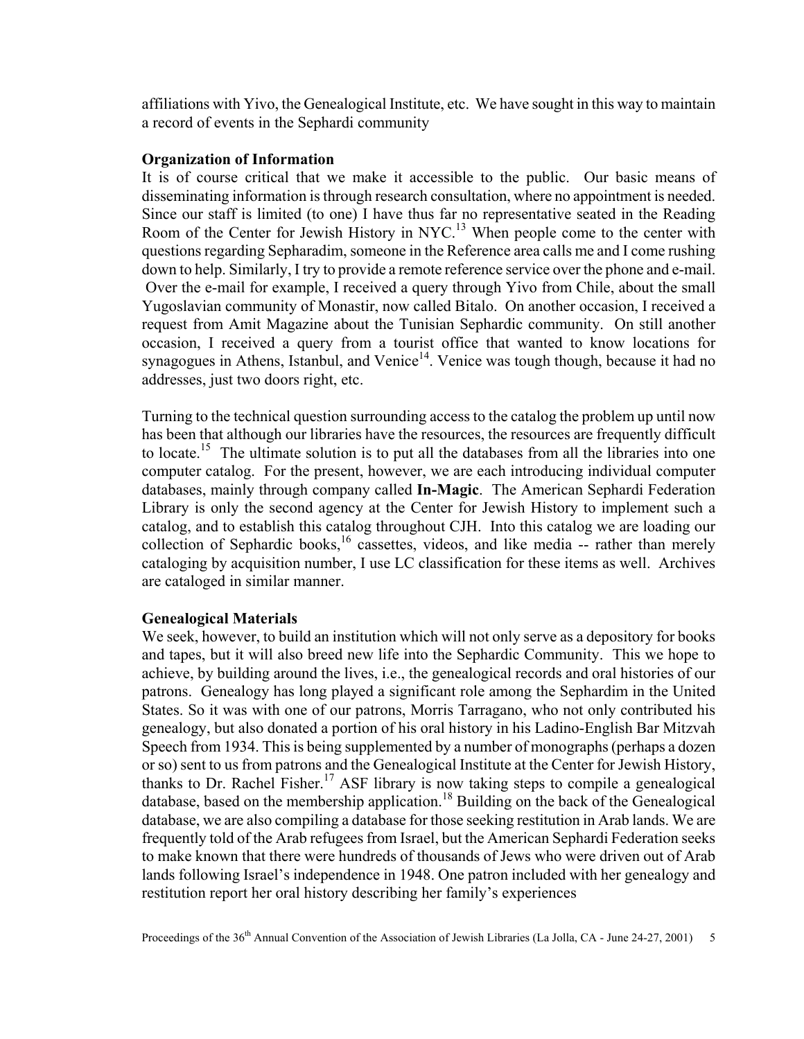affiliations with Yivo, the Genealogical Institute, etc. We have sought in this way to maintain a record of events in the Sephardi community

**Organization of Information**

It is of course critical that we make it accessible to the public. Our basic means of disseminating information is through research consultation, where no appointment is needed. Since our staff is limited (to one) I have thus far no representative seated in the Reading Room of the Center for Jewish History in NYC.[13] When people come to the center with questions regarding Sepharadim, someone in the Reference area calls me and I come rushing down to help. Similarly, I try to provide a remote reference service over the phone and e-mail. Over the e-mail for example, I received a query through Yivo from Chile, about the small Yugoslavian community of Monastir, now called Bitalo. On another occasion, I received a request from Amit Magazine about the Tunisian Sephardic community. On still another occasion, I received a query from a tourist office that wanted to know locations for synagogues in Athens, Istanbul, and Venice[14]. Venice was tough though, because it had no addresses, just two doors right, etc.

Turning to the technical question surrounding access to the catalog the problem up until now has been that although our libraries have the resources, the resources are frequently difficult to locate.[15] The ultimate solution is to put all the databases from all the libraries into one computer catalog. For the present, however, we are each introducing individual computer databases, mainly through company called **In-Magic**. The American Sephardi Federation Library is only the second agency at the Center for Jewish History to implement such a catalog, and to establish this catalog throughout CJH. Into this catalog we are loading our collection of Sephardic books,[16] cassettes, videos, and like media -- rather than merely cataloging by acquisition number, I use LC classification for these items as well. Archives are cataloged in similar manner.

**Genealogical Materials**

We seek, however, to build an institution which will not only serve as a depository for books and tapes, but it will also breed new life into the Sephardic Community. This we hope to achieve, by building around the lives, i.e., the genealogical records and oral histories of our patrons. Genealogy has long played a significant role among the Sephardim in the United States. So it was with one of our patrons, Morris Tarragano, who not only contributed his genealogy, but also donated a portion of his oral history in his Ladino-English Bar Mitzvah Speech from 1934. This is being supplemented by a number of monographs (perhaps a dozen or so) sent to us from patrons and the Genealogical Institute at the Center for Jewish History, thanks to Dr. Rachel Fisher.[17] ASF library is now taking steps to compile a genealogical database, based on the membership application.[18] Building on the back of the Genealogical database, we are also compiling a database for those seeking restitution in Arab lands. We are frequently told of the Arab refugees from Israel, but the American Sephardi Federation seeks to make known that there were hundreds of thousands of Jews who were driven out of Arab lands following Israel's independence in 1948. One patron included with her genealogy and restitution report her oral history describing her family's experiences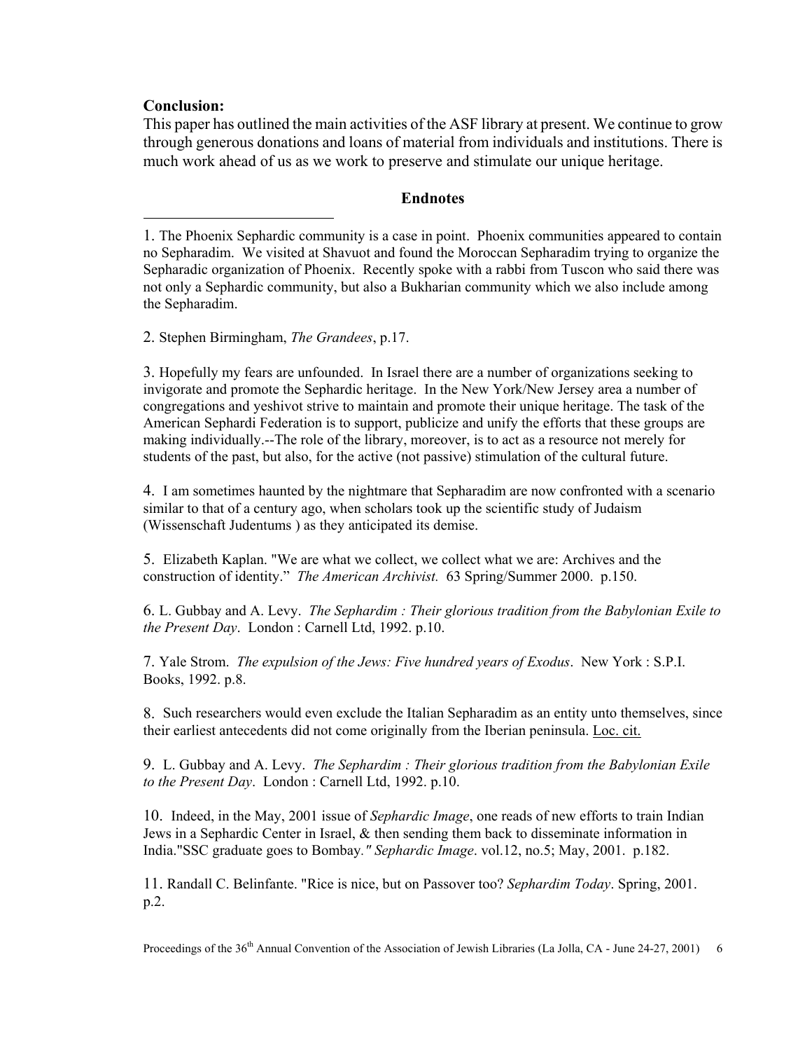**Conclusion:**

This paper has outlined the main activities of the ASF library at present. We continue to grow through generous donations and loans of material from individuals and institutions. There is much work ahead of us as we work to preserve and stimulate our unique heritage.

## Endnotes

1. The Phoenix Sephardic community is a case in point. Phoenix communities appeared to contain no Sepharadim. We visited at Shavuot and found the Moroccan Sepharadim trying to organize the Sepharadic organization of Phoenix. Recently spoke with a rabbi from Tuscon who said there was not only a Sephardic community, but also a Bukharian community which we also include among the Sepharadim.

2. Stephen Birmingham, *The Grandees*, p.17.

3. Hopefully my fears are unfounded. In Israel there are a number of organizations seeking to invigorate and promote the Sephardic heritage. In the New York/New Jersey area a number of congregations and yeshivot strive to maintain and promote their unique heritage. The task of the American Sephardi Federation is to support, publicize and unify the efforts that these groups are making individually.--The role of the library, moreover, is to act as a resource not merely for students of the past, but also, for the active (not passive) stimulation of the cultural future.

4. I am sometimes haunted by the nightmare that Sepharadim are now confronted with a scenario similar to that of a century ago, when scholars took up the scientific study of Judaism (Wissenschaft Judentums ) as they anticipated its demise.

5. Elizabeth Kaplan. "We are what we collect, we collect what we are: Archives and the construction of identity." *The American Archivist.* 63 Spring/Summer 2000. p.150.

6. L. Gubbay and A. Levy. *The Sephardim : Their glorious tradition from the Babylonian Exile to the Present Day*. London : Carnell Ltd, 1992. p.10.

7. Yale Strom. *The expulsion of the Jews: Five hundred years of Exodus*. New York : S.P.I. Books, 1992. p.8.

8. Such researchers would even exclude the Italian Sepharadim as an entity unto themselves, since their earliest antecedents did not come originally from the Iberian peninsula. Loc. cit.

9. L. Gubbay and A. Levy. *The Sephardim : Their glorious tradition from the Babylonian Exile to the Present Day*. London : Carnell Ltd, 1992. p.10.

10. Indeed, in the May, 2001 issue of *Sephardic Image*, one reads of new efforts to train Indian Jews in a Sephardic Center in Israel, & then sending them back to disseminate information in India."SSC graduate goes to Bombay*." Sephardic Image*. vol.12, no.5; May, 2001. p.182.

11. Randall C. Belinfante. "Rice is nice, but on Passover too? *Sephardim Today*. Spring, 2001. p.2.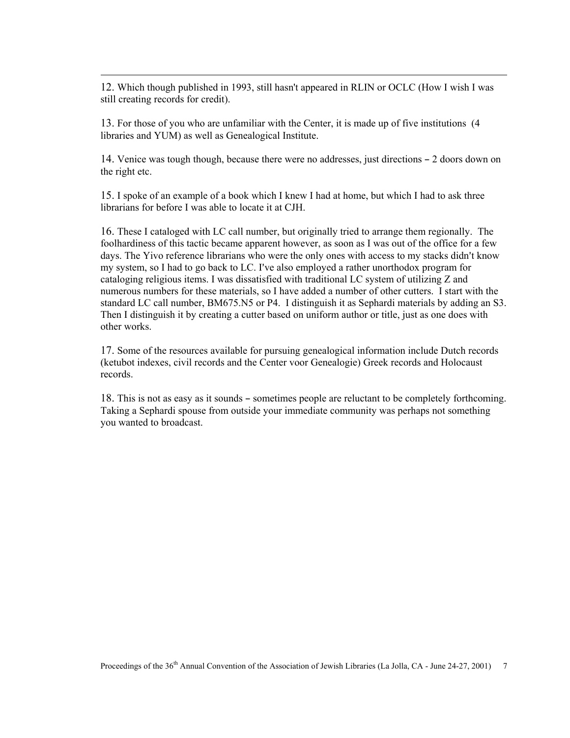12. Which though published in 1993, still hasn't appeared in RLIN or OCLC (How I wish I was still creating records for credit).

13. For those of you who are unfamiliar with the Center, it is made up of five institutions (4 libraries and YUM) as well as Genealogical Institute.

14. Venice was tough though, because there were no addresses, just directions – 2 doors down on the right etc.

15. I spoke of an example of a book which I knew I had at home, but which I had to ask three librarians for before I was able to locate it at CJH.

16. These I cataloged with LC call number, but originally tried to arrange them regionally. The foolhardiness of this tactic became apparent however, as soon as I was out of the office for a few days. The Yivo reference librarians who were the only ones with access to my stacks didn't know my system, so I had to go back to LC. I've also employed a rather unorthodox program for cataloging religious items. I was dissatisfied with traditional LC system of utilizing Z and numerous numbers for these materials, so I have added a number of other cutters. I start with the standard LC call number, BM675.N5 or P4. I distinguish it as Sephardi materials by adding an S3. Then I distinguish it by creating a cutter based on uniform author or title, just as one does with other works.

17. Some of the resources available for pursuing genealogical information include Dutch records (ketubot indexes, civil records and the Center voor Genealogie) Greek records and Holocaust records.

18. This is not as easy as it sounds – sometimes people are reluctant to be completely forthcoming. Taking a Sephardi spouse from outside your immediate community was perhaps not something you wanted to broadcast.